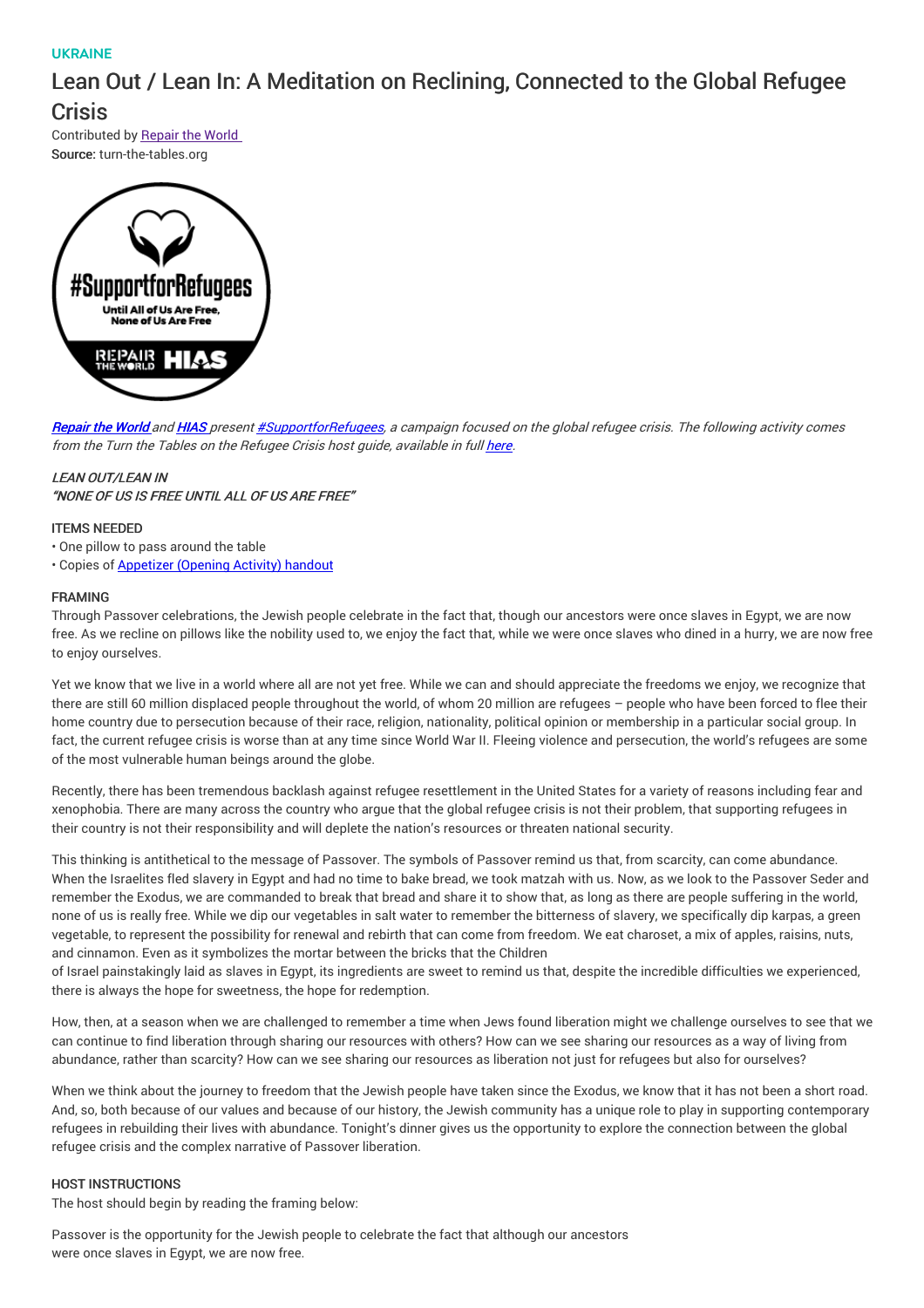UKRAINE

# Lean Out / Lean In: A Meditation on Reclining, Connected to the Global Refugee Crisis

Contributed by Repair the World
**Source:** turn-the-tables.org

*Repair the World and HIAS present #SupportforRefugees, a campaign focused on the global refugee crisis. The following activity comes from the Turn the Tables on the Refugee Crisis host guide, available in full here.*

*LEAN OUT/LEAN IN*
***"NONE OF US IS FREE UNTIL ALL OF US ARE FREE"***

ITEMS NEEDED

- One pillow to pass around the table
- Copies of Appetizer (Opening Activity) handout

FRAMING

Through Passover celebrations, the Jewish people celebrate in the fact that, though our ancestors were once slaves in Egypt, we are now free. As we recline on pillows like the nobility used to, we enjoy the fact that, while we were once slaves who dined in a hurry, we are now free to enjoy ourselves.

Yet we know that we live in a world where all are not yet free. While we can and should appreciate the freedoms we enjoy, we recognize that there are still 60 million displaced people throughout the world, of whom 20 million are refugees – people who have been forced to flee their home country due to persecution because of their race, religion, nationality, political opinion or membership in a particular social group. In fact, the current refugee crisis is worse than at any time since World War II. Fleeing violence and persecution, the world's refugees are some of the most vulnerable human beings around the globe.

Recently, there has been tremendous backlash against refugee resettlement in the United States for a variety of reasons including fear and xenophobia. There are many across the country who argue that the global refugee crisis is not their problem, that supporting refugees in their country is not their responsibility and will deplete the nation's resources or threaten national security.

This thinking is antithetical to the message of Passover. The symbols of Passover remind us that, from scarcity, can come abundance. When the Israelites fled slavery in Egypt and had no time to bake bread, we took matzah with us. Now, as we look to the Passover Seder and remember the Exodus, we are commanded to break that bread and share it to show that, as long as there are people suffering in the world, none of us is really free. While we dip our vegetables in salt water to remember the bitterness of slavery, we specifically dip karpas, a green vegetable, to represent the possibility for renewal and rebirth that can come from freedom. We eat charoset, a mix of apples, raisins, nuts, and cinnamon. Even as it symbolizes the mortar between the bricks that the Children of Israel painstakingly laid as slaves in Egypt, its ingredients are sweet to remind us that, despite the incredible difficulties we experienced, there is always the hope for sweetness, the hope for redemption.

How, then, at a season when we are challenged to remember a time when Jews found liberation might we challenge ourselves to see that we can continue to find liberation through sharing our resources with others? How can we see sharing our resources as a way of living from abundance, rather than scarcity? How can we see sharing our resources as liberation not just for refugees but also for ourselves?

When we think about the journey to freedom that the Jewish people have taken since the Exodus, we know that it has not been a short road. And, so, both because of our values and because of our history, the Jewish community has a unique role to play in supporting contemporary refugees in rebuilding their lives with abundance. Tonight's dinner gives us the opportunity to explore the connection between the global refugee crisis and the complex narrative of Passover liberation.

HOST INSTRUCTIONS

The host should begin by reading the framing below:

Passover is the opportunity for the Jewish people to celebrate the fact that although our ancestors were once slaves in Egypt, we are now free.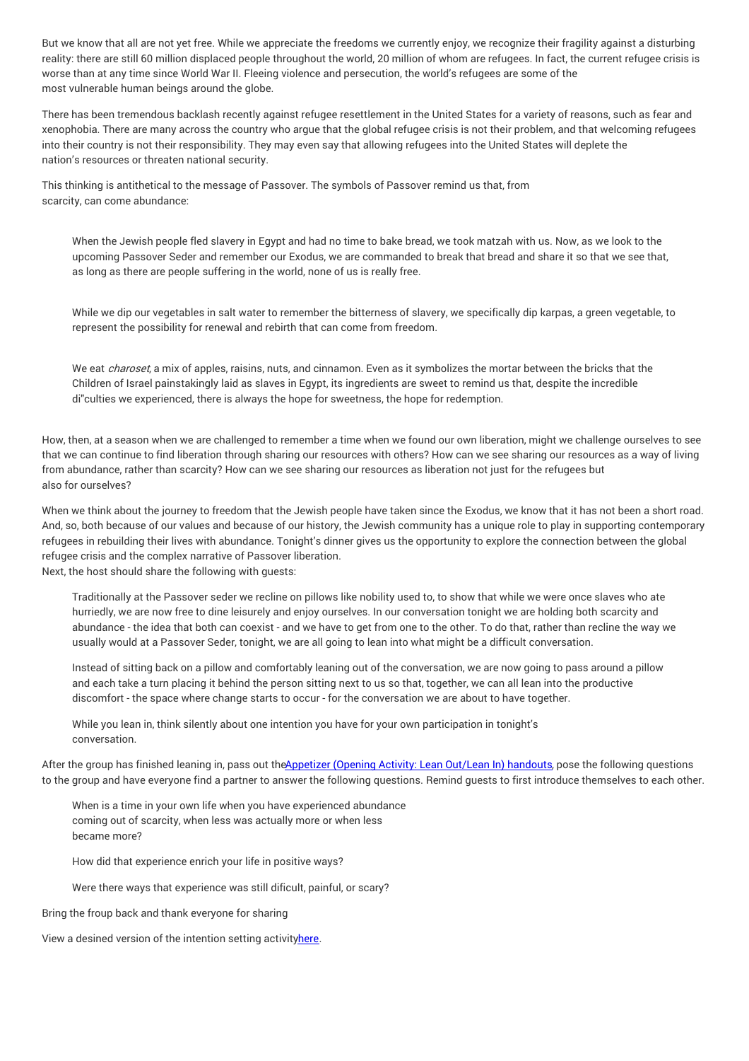But we know that all are not yet free. While we appreciate the freedoms we currently enjoy, we recognize their fragility against a disturbing reality: there are still 60 million displaced people throughout the world, 20 million of whom are refugees. In fact, the current refugee crisis is worse than at any time since World War II. Fleeing violence and persecution, the world's refugees are some of the most vulnerable human beings around the globe.

There has been tremendous backlash recently against refugee resettlement in the United States for a variety of reasons, such as fear and xenophobia. There are many across the country who argue that the global refugee crisis is not their problem, and that welcoming refugees into their country is not their responsibility. They may even say that allowing refugees into the United States will deplete the nation's resources or threaten national security.

This thinking is antithetical to the message of Passover. The symbols of Passover remind us that, from scarcity, can come abundance:

> When the Jewish people fled slavery in Egypt and had no time to bake bread, we took matzah with us. Now, as we look to the upcoming Passover Seder and remember our Exodus, we are commanded to break that bread and share it so that we see that, as long as there are people suffering in the world, none of us is really free.
>
> While we dip our vegetables in salt water to remember the bitterness of slavery, we specifically dip karpas, a green vegetable, to represent the possibility for renewal and rebirth that can come from freedom.
>
> We eat *charoset*, a mix of apples, raisins, nuts, and cinnamon. Even as it symbolizes the mortar between the bricks that the Children of Israel painstakingly laid as slaves in Egypt, its ingredients are sweet to remind us that, despite the incredible di"culties we experienced, there is always the hope for sweetness, the hope for redemption.

How, then, at a season when we are challenged to remember a time when we found our own liberation, might we challenge ourselves to see that we can continue to find liberation through sharing our resources with others? How can we see sharing our resources as a way of living from abundance, rather than scarcity? How can we see sharing our resources as liberation not just for the refugees but also for ourselves?

When we think about the journey to freedom that the Jewish people have taken since the Exodus, we know that it has not been a short road. And, so, both because of our values and because of our history, the Jewish community has a unique role to play in supporting contemporary refugees in rebuilding their lives with abundance. Tonight's dinner gives us the opportunity to explore the connection between the global refugee crisis and the complex narrative of Passover liberation.
Next, the host should share the following with guests:

> Traditionally at the Passover seder we recline on pillows like nobility used to, to show that while we were once slaves who ate hurriedly, we are now free to dine leisurely and enjoy ourselves. In our conversation tonight we are holding both scarcity and abundance - the idea that both can coexist - and we have to get from one to the other. To do that, rather than recline the way we usually would at a Passover Seder, tonight, we are all going to lean into what might be a difficult conversation.
>
> Instead of sitting back on a pillow and comfortably leaning out of the conversation, we are now going to pass around a pillow and each take a turn placing it behind the person sitting next to us so that, together, we can all lean into the productive discomfort - the space where change starts to occur - for the conversation we are about to have together.
>
> While you lean in, think silently about one intention you have for your own participation in tonight's conversation.

After the group has finished leaning in, pass out the[Appetizer (Opening Activity: Lean Out/Lean In) handouts], pose the following questions to the group and have everyone find a partner to answer the following questions. Remind guests to first introduce themselves to each other.

> When is a time in your own life when you have experienced abundance coming out of scarcity, when less was actually more or when less became more?
>
> How did that experience enrich your life in positive ways?
>
> Were there ways that experience was still dificult, painful, or scary?

Bring the froup back and thank everyone for sharing

View a desined version of the intention setting activity[here].